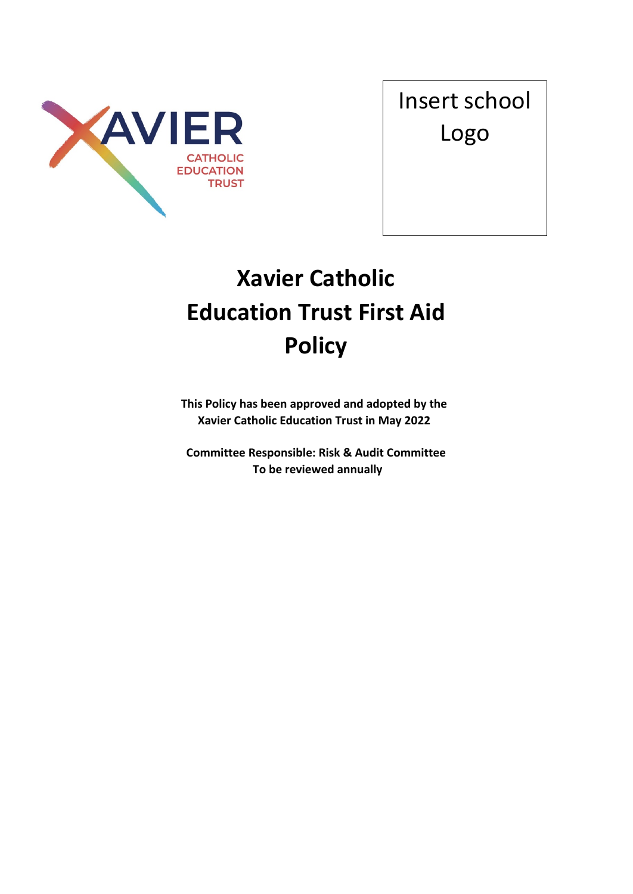Insert school Logo

# Xavier Catholic Education Trust First Aid Policy

**This Policy has been approved and adopted by the Xavier Catholic Education Trust in May 2022**

**Committee Responsible: Risk & Audit Committee**
**To be reviewed annually**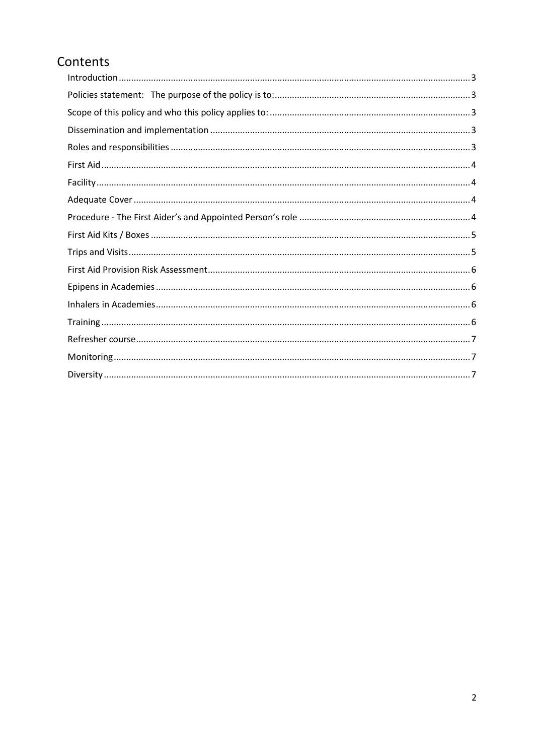# Contents

Introduction ... 3
Policies statement: The purpose of the policy is to: ... 3
Scope of this policy and who this policy applies to: ... 3
Dissemination and implementation ... 3
Roles and responsibilities ... 3
First Aid ... 4
Facility ... 4
Adequate Cover ... 4
Procedure - The First Aider's and Appointed Person's role ... 4
First Aid Kits / Boxes ... 5
Trips and Visits ... 5
First Aid Provision Risk Assessment ... 6
Epipens in Academies ... 6
Inhalers in Academies ... 6
Training ... 6
Refresher course ... 7
Monitoring ... 7
Diversity ... 7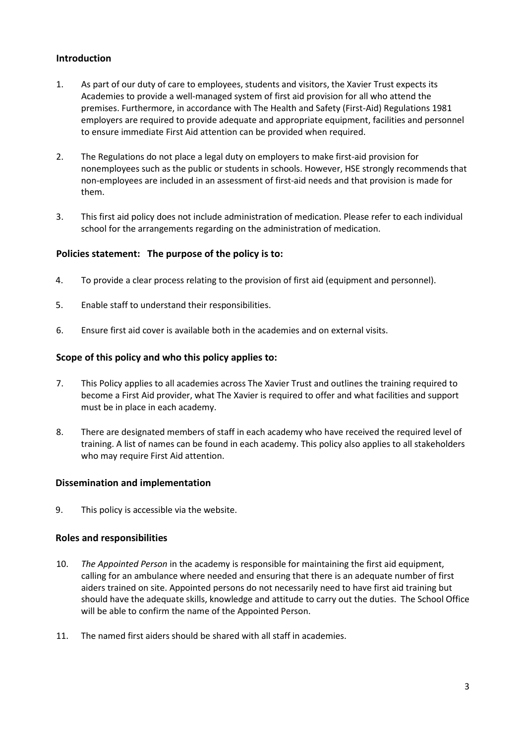## Introduction

1. As part of our duty of care to employees, students and visitors, the Xavier Trust expects its Academies to provide a well-managed system of first aid provision for all who attend the premises. Furthermore, in accordance with The Health and Safety (First-Aid) Regulations 1981 employers are required to provide adequate and appropriate equipment, facilities and personnel to ensure immediate First Aid attention can be provided when required.

2. The Regulations do not place a legal duty on employers to make first-aid provision for nonemployees such as the public or students in schools. However, HSE strongly recommends that non-employees are included in an assessment of first-aid needs and that provision is made for them.

3. This first aid policy does not include administration of medication. Please refer to each individual school for the arrangements regarding on the administration of medication.

## Policies statement: The purpose of the policy is to:

4. To provide a clear process relating to the provision of first aid (equipment and personnel).

5. Enable staff to understand their responsibilities.

6. Ensure first aid cover is available both in the academies and on external visits.

## Scope of this policy and who this policy applies to:

7. This Policy applies to all academies across The Xavier Trust and outlines the training required to become a First Aid provider, what The Xavier is required to offer and what facilities and support must be in place in each academy.

8. There are designated members of staff in each academy who have received the required level of training. A list of names can be found in each academy. This policy also applies to all stakeholders who may require First Aid attention.

## Dissemination and implementation

9. This policy is accessible via the website.

## Roles and responsibilities

10. *The Appointed Person* in the academy is responsible for maintaining the first aid equipment, calling for an ambulance where needed and ensuring that there is an adequate number of first aiders trained on site. Appointed persons do not necessarily need to have first aid training but should have the adequate skills, knowledge and attitude to carry out the duties. The School Office will be able to confirm the name of the Appointed Person.

11. The named first aiders should be shared with all staff in academies.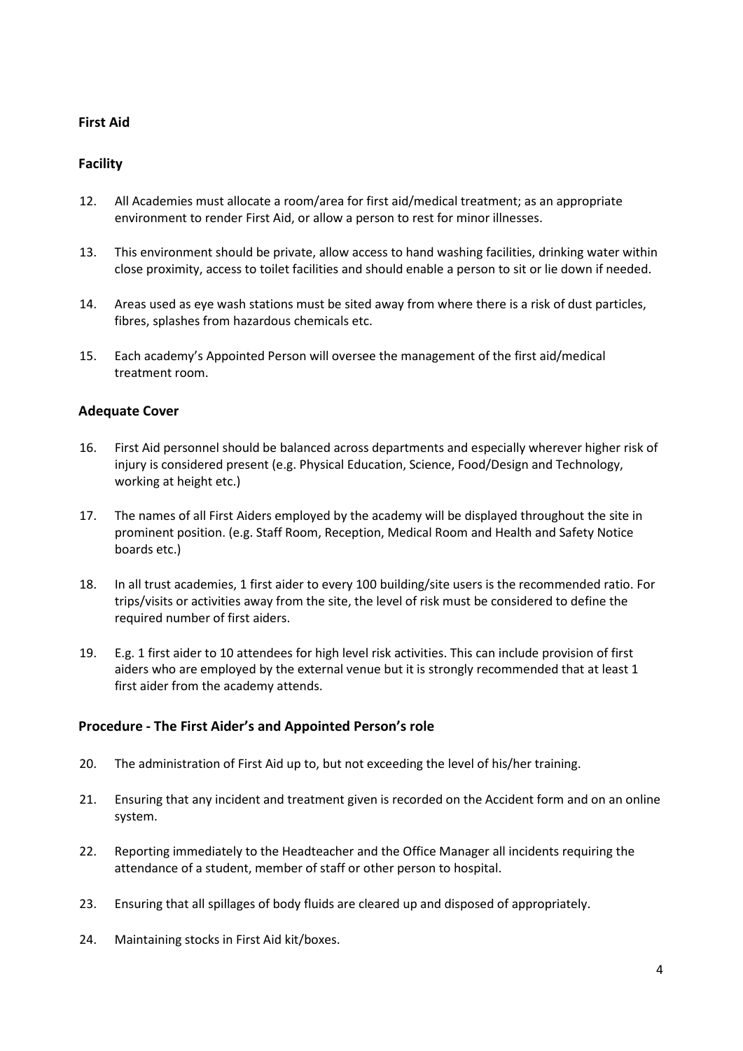**First Aid**

**Facility**

12. All Academies must allocate a room/area for first aid/medical treatment; as an appropriate environment to render First Aid, or allow a person to rest for minor illnesses.

13. This environment should be private, allow access to hand washing facilities, drinking water within close proximity, access to toilet facilities and should enable a person to sit or lie down if needed.

14. Areas used as eye wash stations must be sited away from where there is a risk of dust particles, fibres, splashes from hazardous chemicals etc.

15. Each academy's Appointed Person will oversee the management of the first aid/medical treatment room.

**Adequate Cover**

16. First Aid personnel should be balanced across departments and especially wherever higher risk of injury is considered present (e.g. Physical Education, Science, Food/Design and Technology, working at height etc.)

17. The names of all First Aiders employed by the academy will be displayed throughout the site in prominent position. (e.g. Staff Room, Reception, Medical Room and Health and Safety Notice boards etc.)

18. In all trust academies, 1 first aider to every 100 building/site users is the recommended ratio. For trips/visits or activities away from the site, the level of risk must be considered to define the required number of first aiders.

19. E.g. 1 first aider to 10 attendees for high level risk activities. This can include provision of first aiders who are employed by the external venue but it is strongly recommended that at least 1 first aider from the academy attends.

**Procedure - The First Aider's and Appointed Person's role**

20. The administration of First Aid up to, but not exceeding the level of his/her training.

21. Ensuring that any incident and treatment given is recorded on the Accident form and on an online system.

22. Reporting immediately to the Headteacher and the Office Manager all incidents requiring the attendance of a student, member of staff or other person to hospital.

23. Ensuring that all spillages of body fluids are cleared up and disposed of appropriately.

24. Maintaining stocks in First Aid kit/boxes.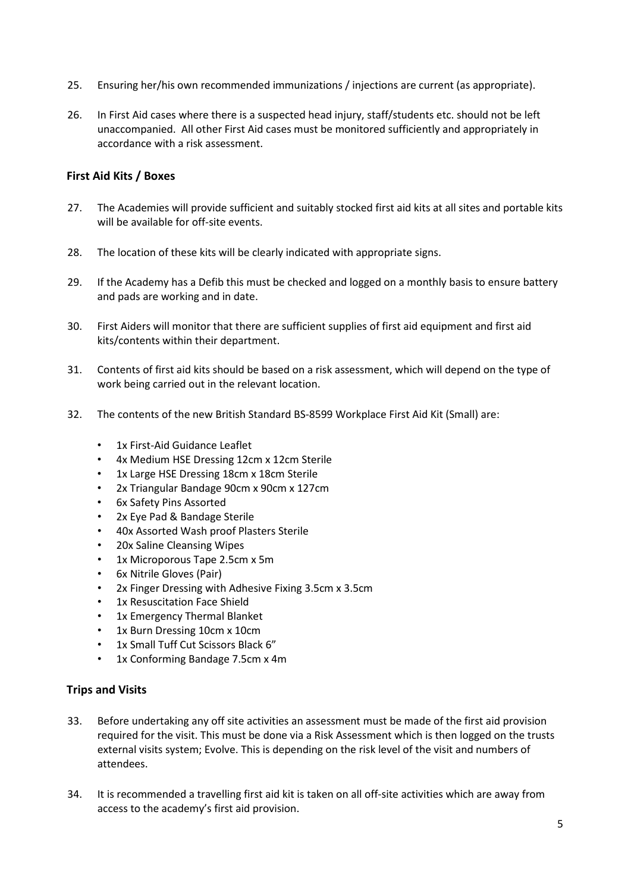25. Ensuring her/his own recommended immunizations / injections are current (as appropriate).

26. In First Aid cases where there is a suspected head injury, staff/students etc. should not be left unaccompanied. All other First Aid cases must be monitored sufficiently and appropriately in accordance with a risk assessment.

### First Aid Kits / Boxes

27. The Academies will provide sufficient and suitably stocked first aid kits at all sites and portable kits will be available for off-site events.

28. The location of these kits will be clearly indicated with appropriate signs.

29. If the Academy has a Defib this must be checked and logged on a monthly basis to ensure battery and pads are working and in date.

30. First Aiders will monitor that there are sufficient supplies of first aid equipment and first aid kits/contents within their department.

31. Contents of first aid kits should be based on a risk assessment, which will depend on the type of work being carried out in the relevant location.

32. The contents of the new British Standard BS-8599 Workplace First Aid Kit (Small) are:

    - 1x First-Aid Guidance Leaflet
    - 4x Medium HSE Dressing 12cm x 12cm Sterile
    - 1x Large HSE Dressing 18cm x 18cm Sterile
    - 2x Triangular Bandage 90cm x 90cm x 127cm
    - 6x Safety Pins Assorted
    - 2x Eye Pad & Bandage Sterile
    - 40x Assorted Wash proof Plasters Sterile
    - 20x Saline Cleansing Wipes
    - 1x Microporous Tape 2.5cm x 5m
    - 6x Nitrile Gloves (Pair)
    - 2x Finger Dressing with Adhesive Fixing 3.5cm x 3.5cm
    - 1x Resuscitation Face Shield
    - 1x Emergency Thermal Blanket
    - 1x Burn Dressing 10cm x 10cm
    - 1x Small Tuff Cut Scissors Black 6"
    - 1x Conforming Bandage 7.5cm x 4m

### Trips and Visits

33. Before undertaking any off site activities an assessment must be made of the first aid provision required for the visit. This must be done via a Risk Assessment which is then logged on the trusts external visits system; Evolve. This is depending on the risk level of the visit and numbers of attendees.

34. It is recommended a travelling first aid kit is taken on all off-site activities which are away from access to the academy's first aid provision.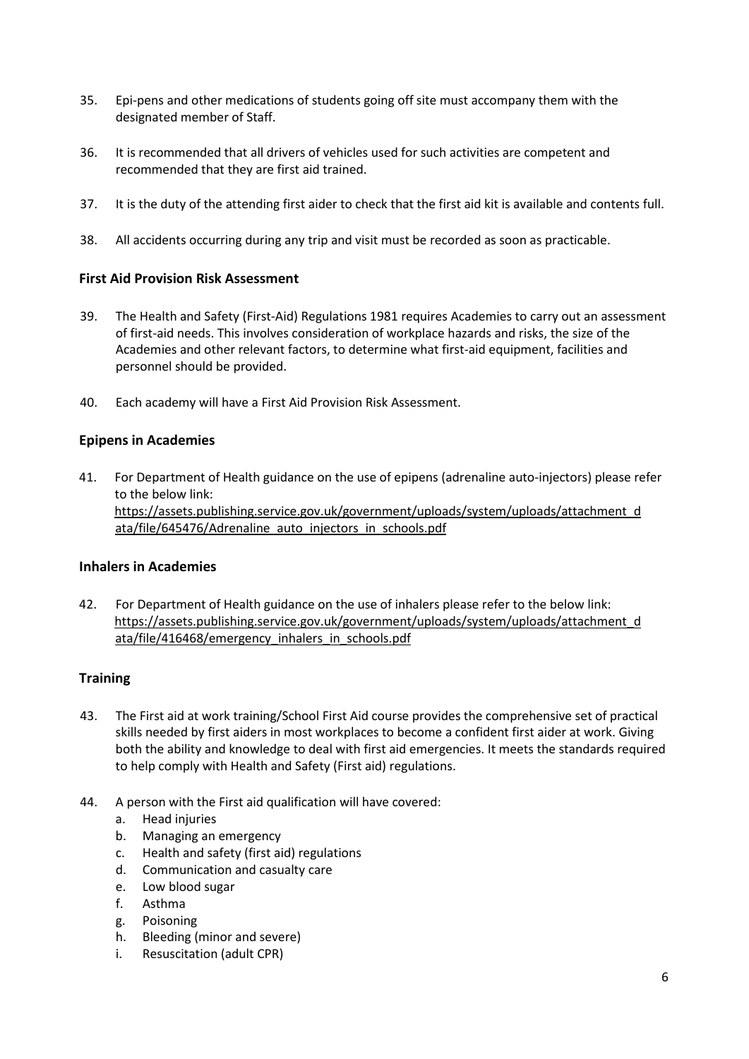35. Epi-pens and other medications of students going off site must accompany them with the designated member of Staff.

36. It is recommended that all drivers of vehicles used for such activities are competent and recommended that they are first aid trained.

37. It is the duty of the attending first aider to check that the first aid kit is available and contents full.

38. All accidents occurring during any trip and visit must be recorded as soon as practicable.

### First Aid Provision Risk Assessment

39. The Health and Safety (First-Aid) Regulations 1981 requires Academies to carry out an assessment of first-aid needs. This involves consideration of workplace hazards and risks, the size of the Academies and other relevant factors, to determine what first-aid equipment, facilities and personnel should be provided.

40. Each academy will have a First Aid Provision Risk Assessment.

### Epipens in Academies

41. For Department of Health guidance on the use of epipens (adrenaline auto-injectors) please refer to the below link:
https://assets.publishing.service.gov.uk/government/uploads/system/uploads/attachment_data/file/645476/Adrenaline_auto_injectors_in_schools.pdf

### Inhalers in Academies

42. For Department of Health guidance on the use of inhalers please refer to the below link:
https://assets.publishing.service.gov.uk/government/uploads/system/uploads/attachment_data/file/416468/emergency_inhalers_in_schools.pdf

### Training

43. The First aid at work training/School First Aid course provides the comprehensive set of practical skills needed by first aiders in most workplaces to become a confident first aider at work. Giving both the ability and knowledge to deal with first aid emergencies. It meets the standards required to help comply with Health and Safety (First aid) regulations.

44. A person with the First aid qualification will have covered:
    a. Head injuries
    b. Managing an emergency
    c. Health and safety (first aid) regulations
    d. Communication and casualty care
    e. Low blood sugar
    f. Asthma
    g. Poisoning
    h. Bleeding (minor and severe)
    i. Resuscitation (adult CPR)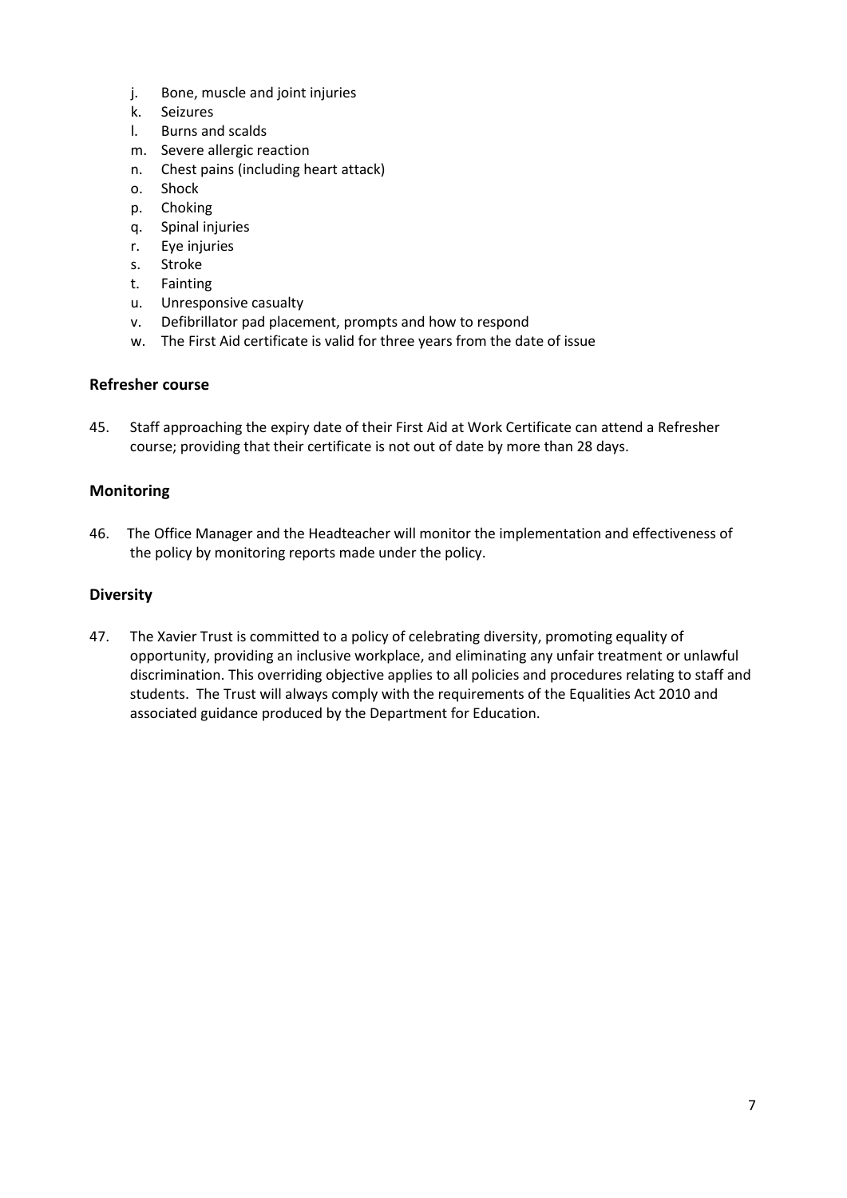j. Bone, muscle and joint injuries
k. Seizures
l. Burns and scalds
m. Severe allergic reaction
n. Chest pains (including heart attack)
o. Shock
p. Choking
q. Spinal injuries
r. Eye injuries
s. Stroke
t. Fainting
u. Unresponsive casualty
v. Defibrillator pad placement, prompts and how to respond
w. The First Aid certificate is valid for three years from the date of issue

### Refresher course

45. Staff approaching the expiry date of their First Aid at Work Certificate can attend a Refresher course; providing that their certificate is not out of date by more than 28 days.

### Monitoring

46. The Office Manager and the Headteacher will monitor the implementation and effectiveness of the policy by monitoring reports made under the policy.

### Diversity

47. The Xavier Trust is committed to a policy of celebrating diversity, promoting equality of opportunity, providing an inclusive workplace, and eliminating any unfair treatment or unlawful discrimination. This overriding objective applies to all policies and procedures relating to staff and students. The Trust will always comply with the requirements of the Equalities Act 2010 and associated guidance produced by the Department for Education.